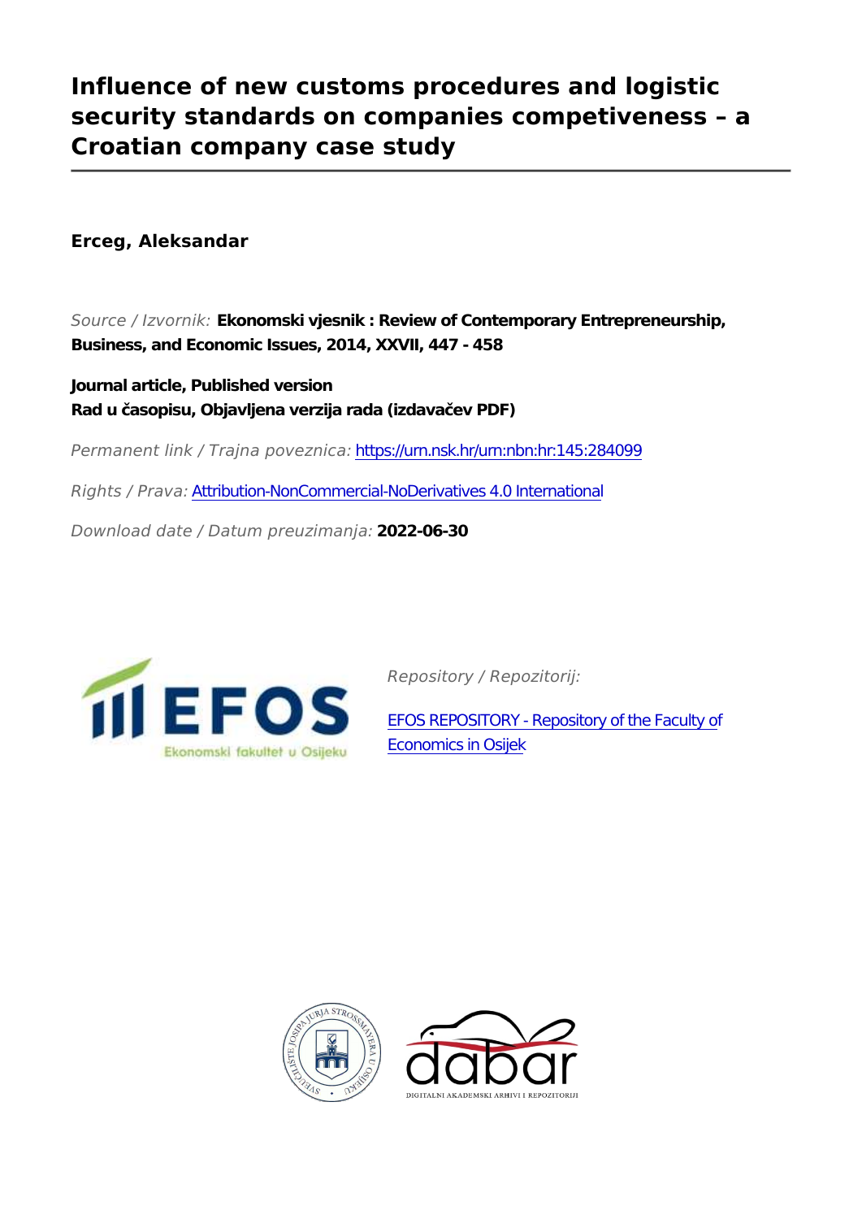# Influence of new customs procedures and logistic security standards on companies competiveness – a Croatian company case study

**Erceg, Aleksandar**

*Source / Izvornik:* **Ekonomski vjesnik : Review of Contemporary Entrepreneurship, Business, and Economic Issues, 2014, XXVII, 447 - 458**

**Journal article, Published version**
**Rad u časopisu, Objavljena verzija rada (izdavačev PDF)**

*Permanent link / Trajna poveznica:* https://urn.nsk.hr/urn:nbn:hr:145:284099

*Rights / Prava:* Attribution-NonCommercial-NoDerivatives 4.0 International

*Download date / Datum preuzimanja:* **2022-06-30**

*Repository / Repozitorij:*

EFOS REPOSITORY - Repository of the Faculty of Economics in Osijek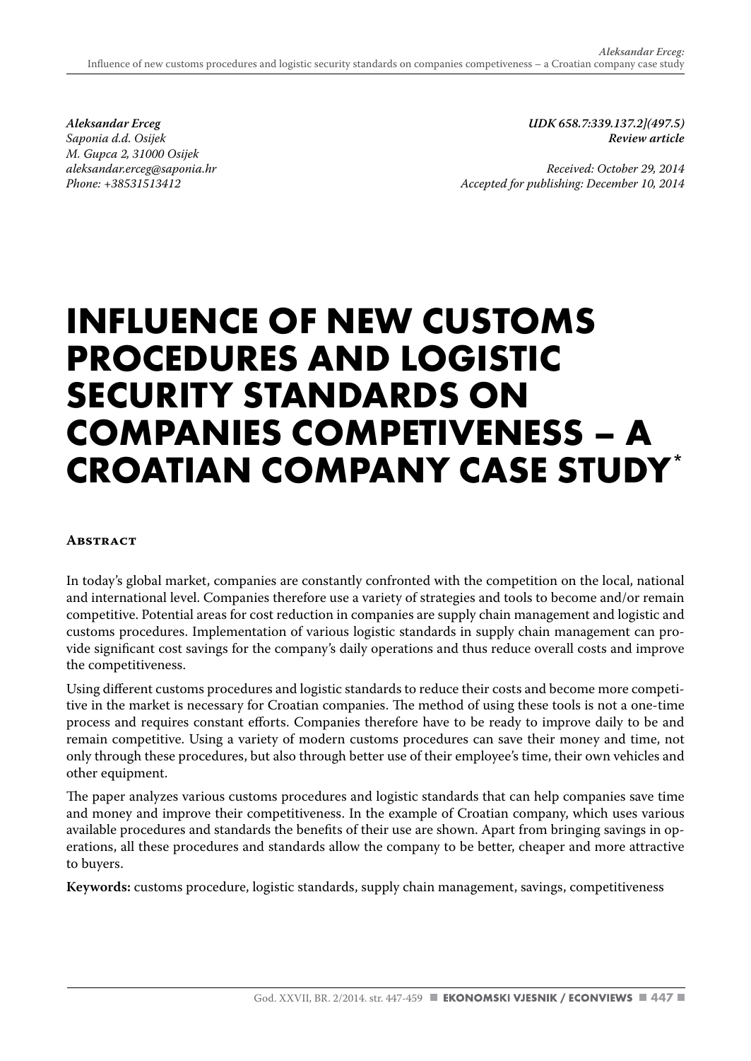*Aleksandar Erceg*
*Saponia d.d. Osijek*
*M. Gupca 2, 31000 Osijek*
*aleksandar.erceg@saponia.hr*
*Phone: +38531513412*

*UDK 658.7:339.137.2](497.5)*
***Review article***

*Received: October 29, 2014*
*Accepted for publishing: December 10, 2014*

# INFLUENCE OF NEW CUSTOMS PROCEDURES AND LOGISTIC SECURITY STANDARDS ON COMPANIES COMPETIVENESS – A CROATIAN COMPANY CASE STUDY*

## Abstract

In today's global market, companies are constantly confronted with the competition on the local, national and international level. Companies therefore use a variety of strategies and tools to become and/or remain competitive. Potential areas for cost reduction in companies are supply chain management and logistic and customs procedures. Implementation of various logistic standards in supply chain management can provide significant cost savings for the company's daily operations and thus reduce overall costs and improve the competitiveness.

Using different customs procedures and logistic standards to reduce their costs and become more competitive in the market is necessary for Croatian companies. The method of using these tools is not a one-time process and requires constant efforts. Companies therefore have to be ready to improve daily to be and remain competitive. Using a variety of modern customs procedures can save their money and time, not only through these procedures, but also through better use of their employee's time, their own vehicles and other equipment.

The paper analyzes various customs procedures and logistic standards that can help companies save time and money and improve their competitiveness. In the example of Croatian company, which uses various available procedures and standards the benefits of their use are shown. Apart from bringing savings in operations, all these procedures and standards allow the company to be better, cheaper and more attractive to buyers.

**Keywords:** customs procedure, logistic standards, supply chain management, savings, competitiveness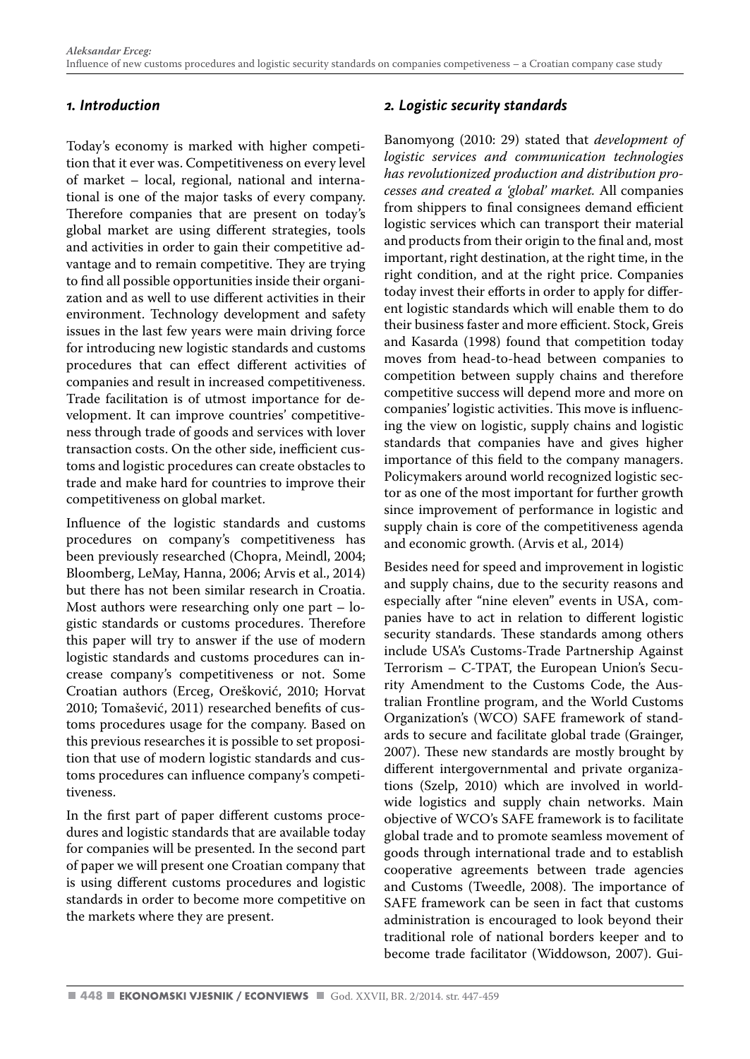## *1. Introduction*

Today's economy is marked with higher competition that it ever was. Competitiveness on every level of market – local, regional, national and international is one of the major tasks of every company. Therefore companies that are present on today's global market are using different strategies, tools and activities in order to gain their competitive advantage and to remain competitive. They are trying to find all possible opportunities inside their organization and as well to use different activities in their environment. Technology development and safety issues in the last few years were main driving force for introducing new logistic standards and customs procedures that can effect different activities of companies and result in increased competitiveness. Trade facilitation is of utmost importance for development. It can improve countries' competitiveness through trade of goods and services with lover transaction costs. On the other side, inefficient customs and logistic procedures can create obstacles to trade and make hard for countries to improve their competitiveness on global market.

Influence of the logistic standards and customs procedures on company's competitiveness has been previously researched (Chopra, Meindl, 2004; Bloomberg, LeMay, Hanna, 2006; Arvis et al., 2014) but there has not been similar research in Croatia. Most authors were researching only one part – logistic standards or customs procedures. Therefore this paper will try to answer if the use of modern logistic standards and customs procedures can increase company's competitiveness or not. Some Croatian authors (Erceg, Orešković, 2010; Horvat 2010; Tomašević, 2011) researched benefits of customs procedures usage for the company. Based on this previous researches it is possible to set proposition that use of modern logistic standards and customs procedures can influence company's competitiveness.

In the first part of paper different customs procedures and logistic standards that are available today for companies will be presented. In the second part of paper we will present one Croatian company that is using different customs procedures and logistic standards in order to become more competitive on the markets where they are present.

## *2. Logistic security standards*

Banomyong (2010: 29) stated that *development of logistic services and communication technologies has revolutionized production and distribution processes and created a 'global' market.* All companies from shippers to final consignees demand efficient logistic services which can transport their material and products from their origin to the final and, most important, right destination, at the right time, in the right condition, and at the right price. Companies today invest their efforts in order to apply for different logistic standards which will enable them to do their business faster and more efficient. Stock, Greis and Kasarda (1998) found that competition today moves from head-to-head between companies to competition between supply chains and therefore competitive success will depend more and more on companies' logistic activities. This move is influencing the view on logistic, supply chains and logistic standards that companies have and gives higher importance of this field to the company managers. Policymakers around world recognized logistic sector as one of the most important for further growth since improvement of performance in logistic and supply chain is core of the competitiveness agenda and economic growth. (Arvis et al*.,* 2014)

Besides need for speed and improvement in logistic and supply chains, due to the security reasons and especially after "nine eleven" events in USA, companies have to act in relation to different logistic security standards. These standards among others include USA's Customs-Trade Partnership Against Terrorism – C-TPAT, the European Union's Security Amendment to the Customs Code, the Australian Frontline program, and the World Customs Organization's (WCO) SAFE framework of standards to secure and facilitate global trade (Grainger, 2007). These new standards are mostly brought by different intergovernmental and private organizations (Szelp, 2010) which are involved in worldwide logistics and supply chain networks. Main objective of WCO's SAFE framework is to facilitate global trade and to promote seamless movement of goods through international trade and to establish cooperative agreements between trade agencies and Customs (Tweedle, 2008). The importance of SAFE framework can be seen in fact that customs administration is encouraged to look beyond their traditional role of national borders keeper and to become trade facilitator (Widdowson, 2007). Gui-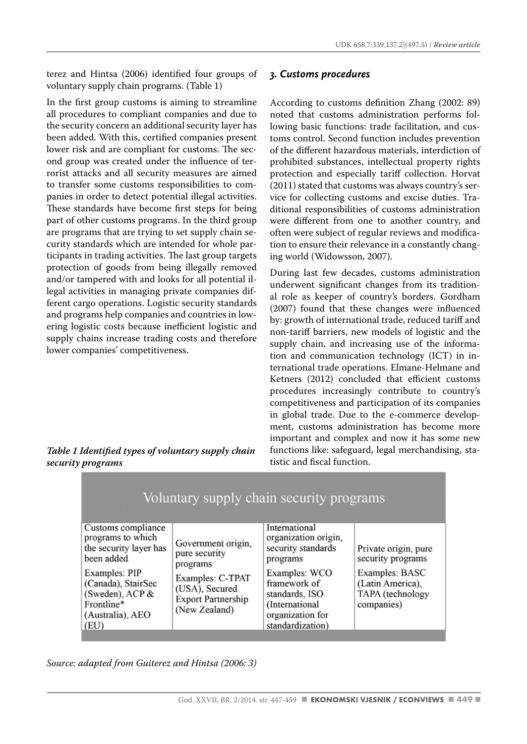terez and Hintsa (2006) identified four groups of voluntary supply chain programs. (Table 1)

In the first group customs is aiming to streamline all procedures to compliant companies and due to the security concern an additional security layer has been added. With this, certified companies present lower risk and are compliant for customs. The second group was created under the influence of terrorist attacks and all security measures are aimed to transfer some customs responsibilities to companies in order to detect potential illegal activities. These standards have become first steps for being part of other customs programs. In the third group are programs that are trying to set supply chain security standards which are intended for whole participants in trading activities. The last group targets protection of goods from being illegally removed and/or tampered with and looks for all potential illegal activities in managing private companies different cargo operations. Logistic security standards and programs help companies and countries in lowering logistic costs because inefficient logistic and supply chains increase trading costs and therefore lower companies' competitiveness.

***Table 1 Identified types of voluntary supply chain security programs***

| Voluntary supply chain security programs | | | |
|---|---|---|---|
| Customs compliance programs to which the security layer has been added | Government origin, pure security programs | International organization origin, security standards programs | Private origin, pure security programs |
| Examples: PIP (Canada), StairSec (Sweden), ACP & Frontline* (Australia), AEO (EU) | Examples: C-TPAT (USA), Secured Export Partnership (New Zealand) | Examples: WCO framework of standards, ISO (International organization for standardization) | Examples: BASC (Latin America), TAPA (technology companies) |

*Source: adapted from Guiterez and Hintsa (2006: 3)*

### *3. Customs procedures*

According to customs definition Zhang (2002: 89) noted that customs administration performs following basic functions: trade facilitation, and customs control. Second function includes prevention of the different hazardous materials, interdiction of prohibited substances, intellectual property rights protection and especially tariff collection. Horvat (2011) stated that customs was always country's service for collecting customs and excise duties. Traditional responsibilities of customs administration were different from one to another country, and often were subject of regular reviews and modification to ensure their relevance in a constantly changing world (Widowsson, 2007).

During last few decades, customs administration underwent significant changes from its traditional role as keeper of country's borders. Gordham (2007) found that these changes were influenced by: growth of international trade, reduced tariff and non-tariff barriers, new models of logistic and the supply chain, and increasing use of the information and communication technology (ICT) in international trade operations. Elmane-Helmane and Ketners (2012) concluded that efficient customs procedures increasingly contribute to country's competitiveness and participation of its companies in global trade. Due to the e-commerce development, customs administration has become more important and complex and now it has some new functions like: safeguard, legal merchandising, statistic and fiscal function.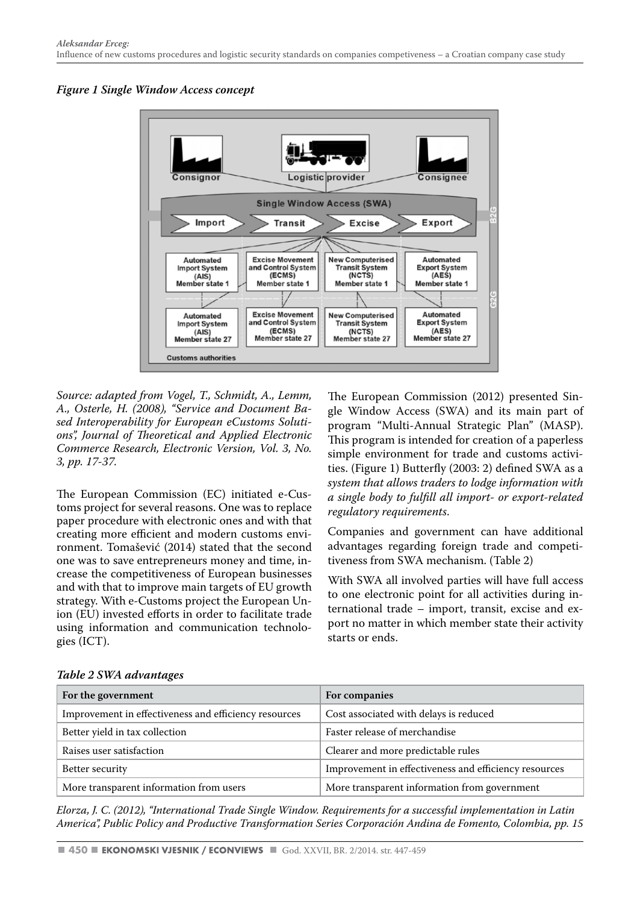*Figure 1 Single Window Access concept*

*Source: adapted from Vogel, T., Schmidt, A., Lemm, A., Osterle, H. (2008), "Service and Document Based Interoperability for European eCustoms Solutions", Journal of Theoretical and Applied Electronic Commerce Research, Electronic Version, Vol. 3, No. 3, pp. 17-37.*

The European Commission (EC) initiated e-Customs project for several reasons. One was to replace paper procedure with electronic ones and with that creating more efficient and modern customs environment. Tomašević (2014) stated that the second one was to save entrepreneurs money and time, increase the competitiveness of European businesses and with that to improve main targets of EU growth strategy. With e-Customs project the European Union (EU) invested efforts in order to facilitate trade using information and communication technologies (ICT).

The European Commission (2012) presented Single Window Access (SWA) and its main part of program "Multi-Annual Strategic Plan" (MASP). This program is intended for creation of a paperless simple environment for trade and customs activities. (Figure 1) Butterfly (2003: 2) defined SWA as a *system that allows traders to lodge information with a single body to fulfill all import- or export-related regulatory requirements*.

Companies and government can have additional advantages regarding foreign trade and competitiveness from SWA mechanism. (Table 2)

With SWA all involved parties will have full access to one electronic point for all activities during international trade – import, transit, excise and export no matter in which member state their activity starts or ends.

*Table 2 SWA advantages*

| For the government | For companies |
|---|---|
| Improvement in effectiveness and efficiency resources | Cost associated with delays is reduced |
| Better yield in tax collection | Faster release of merchandise |
| Raises user satisfaction | Clearer and more predictable rules |
| Better security | Improvement in effectiveness and efficiency resources |
| More transparent information from users | More transparent information from government |

*Elorza, J. C. (2012), "International Trade Single Window. Requirements for a successful implementation in Latin America", Public Policy and Productive Transformation Series Corporación Andina de Fomento, Colombia, pp. 15*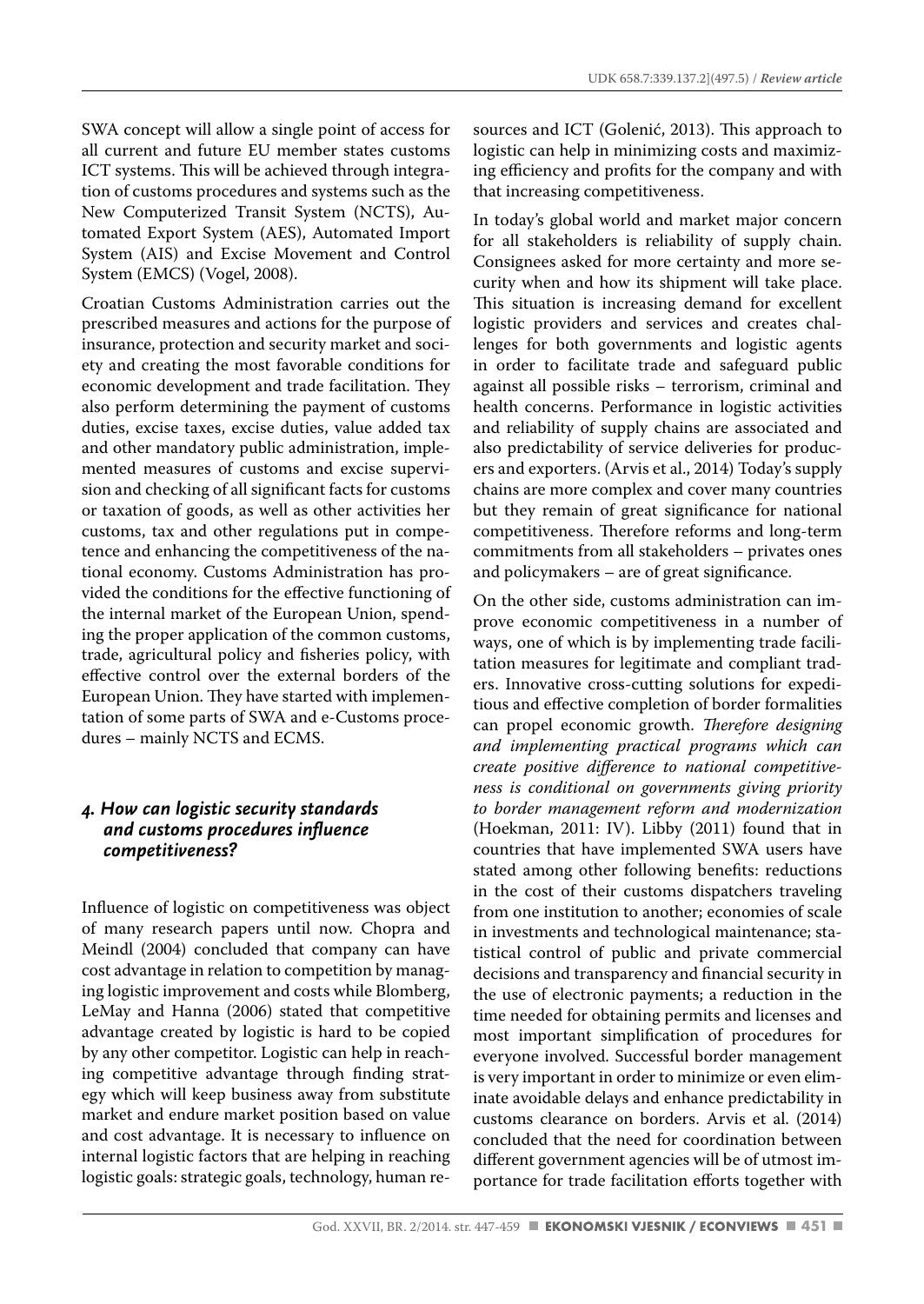SWA concept will allow a single point of access for all current and future EU member states customs ICT systems. This will be achieved through integration of customs procedures and systems such as the New Computerized Transit System (NCTS), Automated Export System (AES), Automated Import System (AIS) and Excise Movement and Control System (EMCS) (Vogel, 2008).

Croatian Customs Administration carries out the prescribed measures and actions for the purpose of insurance, protection and security market and society and creating the most favorable conditions for economic development and trade facilitation. They also perform determining the payment of customs duties, excise taxes, excise duties, value added tax and other mandatory public administration, implemented measures of customs and excise supervision and checking of all significant facts for customs or taxation of goods, as well as other activities her customs, tax and other regulations put in competence and enhancing the competitiveness of the national economy. Customs Administration has provided the conditions for the effective functioning of the internal market of the European Union, spending the proper application of the common customs, trade, agricultural policy and fisheries policy, with effective control over the external borders of the European Union. They have started with implementation of some parts of SWA and e-Customs procedures – mainly NCTS and ECMS.

## *4. How can logistic security standards and customs procedures influence competitiveness?*

Influence of logistic on competitiveness was object of many research papers until now. Chopra and Meindl (2004) concluded that company can have cost advantage in relation to competition by managing logistic improvement and costs while Blomberg, LeMay and Hanna (2006) stated that competitive advantage created by logistic is hard to be copied by any other competitor. Logistic can help in reaching competitive advantage through finding strategy which will keep business away from substitute market and endure market position based on value and cost advantage. It is necessary to influence on internal logistic factors that are helping in reaching logistic goals: strategic goals, technology, human resources and ICT (Golenić, 2013). This approach to logistic can help in minimizing costs and maximizing efficiency and profits for the company and with that increasing competitiveness.

In today's global world and market major concern for all stakeholders is reliability of supply chain. Consignees asked for more certainty and more security when and how its shipment will take place. This situation is increasing demand for excellent logistic providers and services and creates challenges for both governments and logistic agents in order to facilitate trade and safeguard public against all possible risks – terrorism, criminal and health concerns. Performance in logistic activities and reliability of supply chains are associated and also predictability of service deliveries for producers and exporters. (Arvis et al., 2014) Today's supply chains are more complex and cover many countries but they remain of great significance for national competitiveness. Therefore reforms and long-term commitments from all stakeholders – privates ones and policymakers – are of great significance.

On the other side, customs administration can improve economic competitiveness in a number of ways, one of which is by implementing trade facilitation measures for legitimate and compliant traders. Innovative cross-cutting solutions for expeditious and effective completion of border formalities can propel economic growth. *Therefore designing and implementing practical programs which can create positive difference to national competitiveness is conditional on governments giving priority to border management reform and modernization* (Hoekman, 2011: IV). Libby (2011) found that in countries that have implemented SWA users have stated among other following benefits: reductions in the cost of their customs dispatchers traveling from one institution to another; economies of scale in investments and technological maintenance; statistical control of public and private commercial decisions and transparency and financial security in the use of electronic payments; a reduction in the time needed for obtaining permits and licenses and most important simplification of procedures for everyone involved. Successful border management is very important in order to minimize or even eliminate avoidable delays and enhance predictability in customs clearance on borders. Arvis et al. (2014) concluded that the need for coordination between different government agencies will be of utmost importance for trade facilitation efforts together with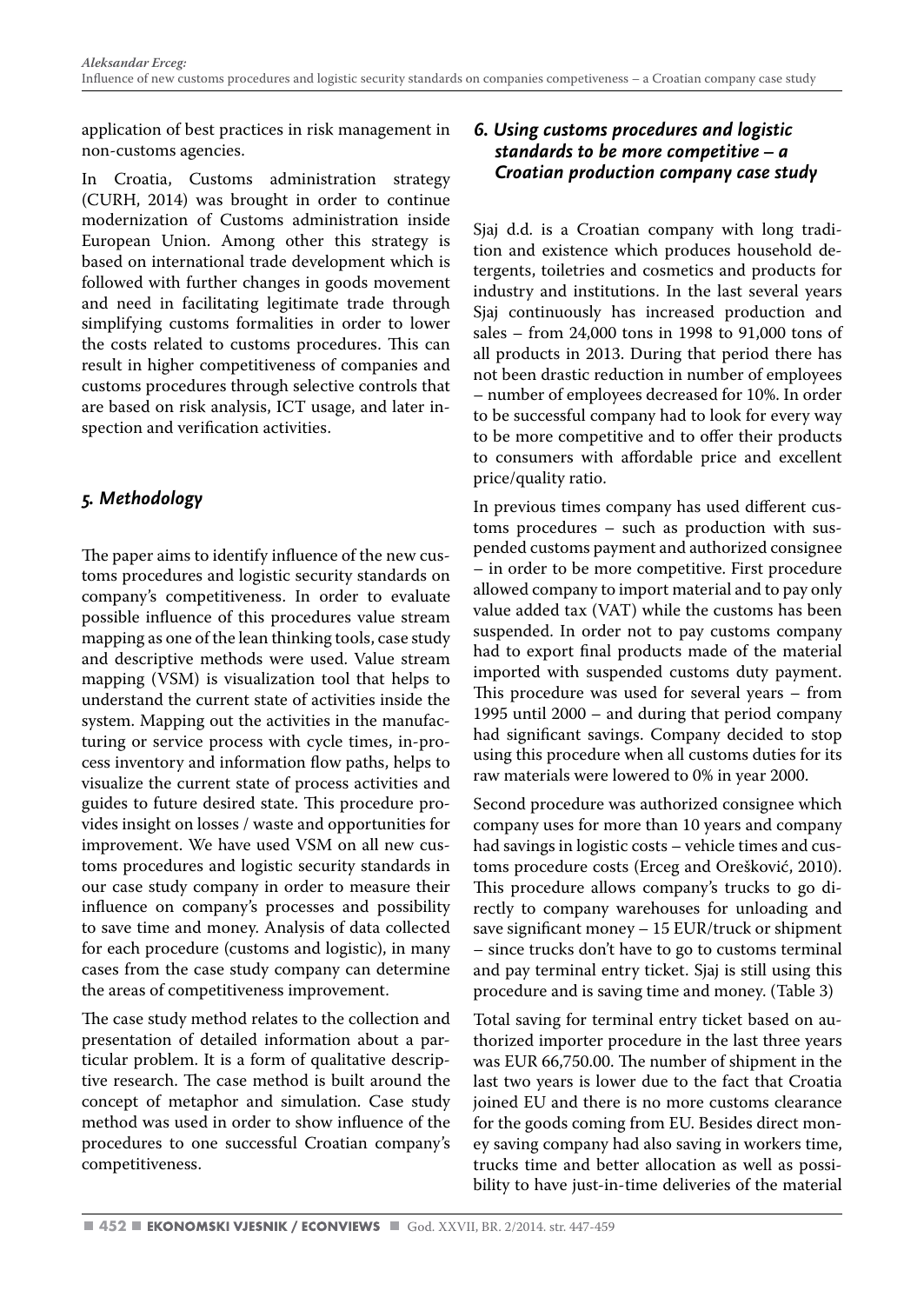application of best practices in risk management in non-customs agencies.

In Croatia, Customs administration strategy (CURH, 2014) was brought in order to continue modernization of Customs administration inside European Union. Among other this strategy is based on international trade development which is followed with further changes in goods movement and need in facilitating legitimate trade through simplifying customs formalities in order to lower the costs related to customs procedures. This can result in higher competitiveness of companies and customs procedures through selective controls that are based on risk analysis, ICT usage, and later inspection and verification activities.

## *5. Methodology*

The paper aims to identify influence of the new customs procedures and logistic security standards on company's competitiveness. In order to evaluate possible influence of this procedures value stream mapping as one of the lean thinking tools, case study and descriptive methods were used. Value stream mapping (VSM) is visualization tool that helps to understand the current state of activities inside the system. Mapping out the activities in the manufacturing or service process with cycle times, in-process inventory and information flow paths, helps to visualize the current state of process activities and guides to future desired state. This procedure provides insight on losses / waste and opportunities for improvement. We have used VSM on all new customs procedures and logistic security standards in our case study company in order to measure their influence on company's processes and possibility to save time and money. Analysis of data collected for each procedure (customs and logistic), in many cases from the case study company can determine the areas of competitiveness improvement.

The case study method relates to the collection and presentation of detailed information about a particular problem. It is a form of qualitative descriptive research. The case method is built around the concept of metaphor and simulation. Case study method was used in order to show influence of the procedures to one successful Croatian company's competitiveness.

## *6. Using customs procedures and logistic standards to be more competitive – a Croatian production company case study*

Sjaj d.d. is a Croatian company with long tradition and existence which produces household detergents, toiletries and cosmetics and products for industry and institutions. In the last several years Sjaj continuously has increased production and sales – from 24,000 tons in 1998 to 91,000 tons of all products in 2013. During that period there has not been drastic reduction in number of employees – number of employees decreased for 10%. In order to be successful company had to look for every way to be more competitive and to offer their products to consumers with affordable price and excellent price/quality ratio.

In previous times company has used different customs procedures – such as production with suspended customs payment and authorized consignee – in order to be more competitive. First procedure allowed company to import material and to pay only value added tax (VAT) while the customs has been suspended. In order not to pay customs company had to export final products made of the material imported with suspended customs duty payment. This procedure was used for several years – from 1995 until 2000 – and during that period company had significant savings. Company decided to stop using this procedure when all customs duties for its raw materials were lowered to 0% in year 2000.

Second procedure was authorized consignee which company uses for more than 10 years and company had savings in logistic costs – vehicle times and customs procedure costs (Erceg and Orešković, 2010). This procedure allows company's trucks to go directly to company warehouses for unloading and save significant money – 15 EUR/truck or shipment – since trucks don't have to go to customs terminal and pay terminal entry ticket. Sjaj is still using this procedure and is saving time and money. (Table 3)

Total saving for terminal entry ticket based on authorized importer procedure in the last three years was EUR 66,750.00. The number of shipment in the last two years is lower due to the fact that Croatia joined EU and there is no more customs clearance for the goods coming from EU. Besides direct money saving company had also saving in workers time, trucks time and better allocation as well as possibility to have just-in-time deliveries of the material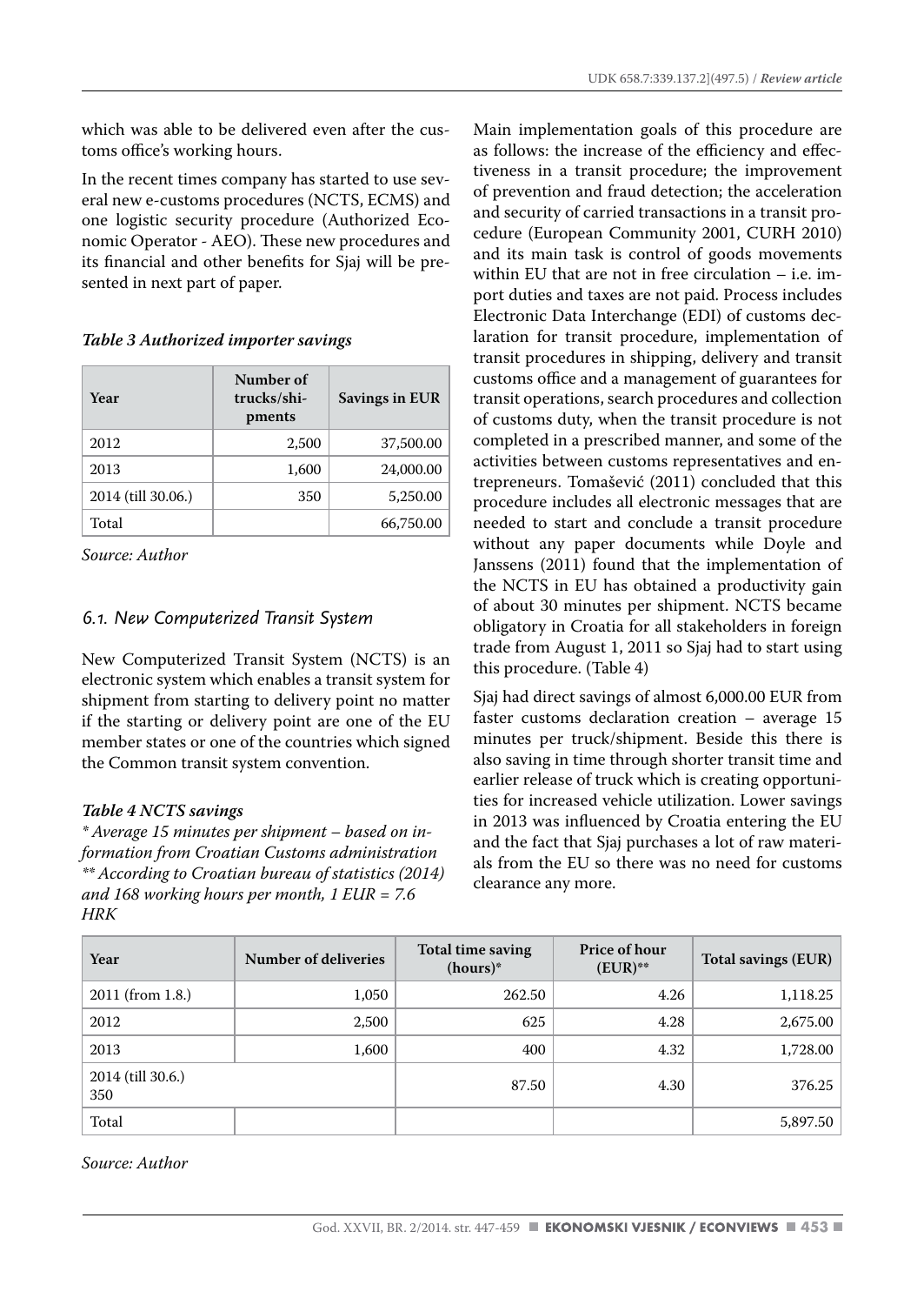which was able to be delivered even after the customs office's working hours.

In the recent times company has started to use several new e-customs procedures (NCTS, ECMS) and one logistic security procedure (Authorized Economic Operator - AEO). These new procedures and its financial and other benefits for Sjaj will be presented in next part of paper.

***Table 3 Authorized importer savings***

| Year | Number of trucks/shipments | Savings in EUR |
|---|---|---|
| 2012 | 2,500 | 37,500.00 |
| 2013 | 1,600 | 24,000.00 |
| 2014 (till 30.06.) | 350 | 5,250.00 |
| Total | | 66,750.00 |

*Source: Author*

### 6.1. New Computerized Transit System

New Computerized Transit System (NCTS) is an electronic system which enables a transit system for shipment from starting to delivery point no matter if the starting or delivery point are one of the EU member states or one of the countries which signed the Common transit system convention.

Main implementation goals of this procedure are as follows: the increase of the efficiency and effectiveness in a transit procedure; the improvement of prevention and fraud detection; the acceleration and security of carried transactions in a transit procedure (European Community 2001, CURH 2010) and its main task is control of goods movements within EU that are not in free circulation – i.e. import duties and taxes are not paid. Process includes Electronic Data Interchange (EDI) of customs declaration for transit procedure, implementation of transit procedures in shipping, delivery and transit customs office and a management of guarantees for transit operations, search procedures and collection of customs duty, when the transit procedure is not completed in a prescribed manner, and some of the activities between customs representatives and entrepreneurs. Tomašević (2011) concluded that this procedure includes all electronic messages that are needed to start and conclude a transit procedure without any paper documents while Doyle and Janssens (2011) found that the implementation of the NCTS in EU has obtained a productivity gain of about 30 minutes per shipment. NCTS became obligatory in Croatia for all stakeholders in foreign trade from August 1, 2011 so Sjaj had to start using this procedure. (Table 4)

Sjaj had direct savings of almost 6,000.00 EUR from faster customs declaration creation – average 15 minutes per truck/shipment. Beside this there is also saving in time through shorter transit time and earlier release of truck which is creating opportunities for increased vehicle utilization. Lower savings in 2013 was influenced by Croatia entering the EU and the fact that Sjaj purchases a lot of raw materials from the EU so there was no need for customs clearance any more.

***Table 4 NCTS savings***

*\* Average 15 minutes per shipment – based on information from Croatian Customs administration*
*\*\* According to Croatian bureau of statistics (2014) and 168 working hours per month, 1 EUR = 7.6 HRK*

| Year | Number of deliveries | Total time saving (hours)* | Price of hour (EUR)** | Total savings (EUR) |
|---|---|---|---|---|
| 2011 (from 1.8.) | 1,050 | 262.50 | 4.26 | 1,118.25 |
| 2012 | 2,500 | 625 | 4.28 | 2,675.00 |
| 2013 | 1,600 | 400 | 4.32 | 1,728.00 |
| 2014 (till 30.6.) 350 | | 87.50 | 4.30 | 376.25 |
| Total | | | | 5,897.50 |

*Source: Author*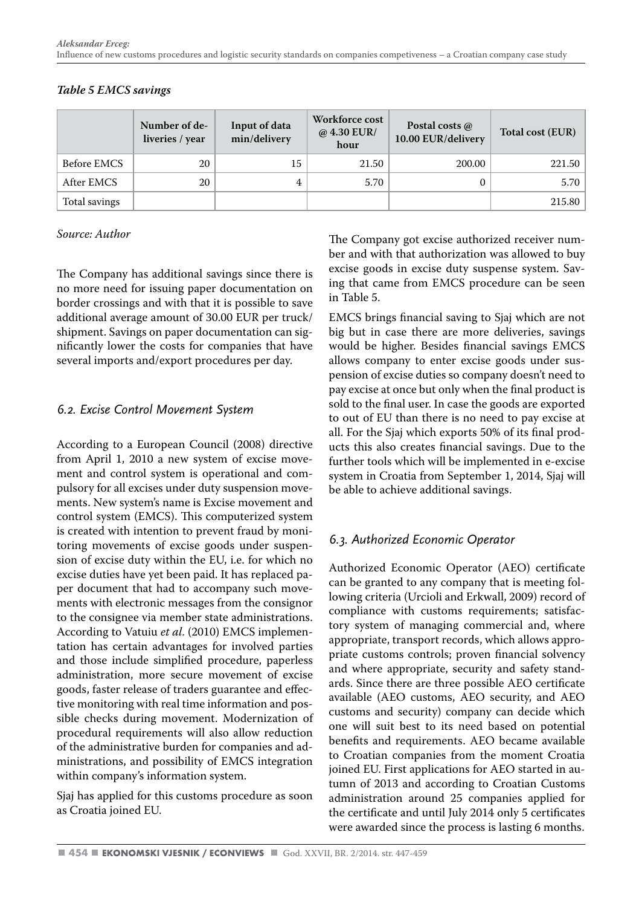*Table 5 EMCS savings*

| | Number of deliveries / year | Input of data min/delivery | Workforce cost @ 4.30 EUR/ hour | Postal costs @ 10.00 EUR/delivery | Total cost (EUR) |
|---|---|---|---|---|---|
| Before EMCS | 20 | 15 | 21.50 | 200.00 | 221.50 |
| After EMCS | 20 | 4 | 5.70 | 0 | 5.70 |
| Total savings | | | | | 215.80 |

*Source: Author*

The Company has additional savings since there is no more need for issuing paper documentation on border crossings and with that it is possible to save additional average amount of 30.00 EUR per truck/ shipment. Savings on paper documentation can significantly lower the costs for companies that have several imports and/export procedures per day.

### 6.2. Excise Control Movement System

According to a European Council (2008) directive from April 1, 2010 a new system of excise movement and control system is operational and compulsory for all excises under duty suspension movements. New system's name is Excise movement and control system (EMCS). This computerized system is created with intention to prevent fraud by monitoring movements of excise goods under suspension of excise duty within the EU, i.e. for which no excise duties have yet been paid. It has replaced paper document that had to accompany such movements with electronic messages from the consignor to the consignee via member state administrations. According to Vatuiu *et al*. (2010) EMCS implementation has certain advantages for involved parties and those include simplified procedure, paperless administration, more secure movement of excise goods, faster release of traders guarantee and effective monitoring with real time information and possible checks during movement. Modernization of procedural requirements will also allow reduction of the administrative burden for companies and administrations, and possibility of EMCS integration within company's information system.

Sjaj has applied for this customs procedure as soon as Croatia joined EU.

The Company got excise authorized receiver number and with that authorization was allowed to buy excise goods in excise duty suspense system. Saving that came from EMCS procedure can be seen in Table 5.

EMCS brings financial saving to Sjaj which are not big but in case there are more deliveries, savings would be higher. Besides financial savings EMCS allows company to enter excise goods under suspension of excise duties so company doesn't need to pay excise at once but only when the final product is sold to the final user. In case the goods are exported to out of EU than there is no need to pay excise at all. For the Sjaj which exports 50% of its final products this also creates financial savings. Due to the further tools which will be implemented in e-excise system in Croatia from September 1, 2014, Sjaj will be able to achieve additional savings.

### 6.3. Authorized Economic Operator

Authorized Economic Operator (AEO) certificate can be granted to any company that is meeting following criteria (Urcioli and Erkwall, 2009) record of compliance with customs requirements; satisfactory system of managing commercial and, where appropriate, transport records, which allows appropriate customs controls; proven financial solvency and where appropriate, security and safety standards. Since there are three possible AEO certificate available (AEO customs, AEO security, and AEO customs and security) company can decide which one will suit best to its need based on potential benefits and requirements. AEO became available to Croatian companies from the moment Croatia joined EU. First applications for AEO started in autumn of 2013 and according to Croatian Customs administration around 25 companies applied for the certificate and until July 2014 only 5 certificates were awarded since the process is lasting 6 months.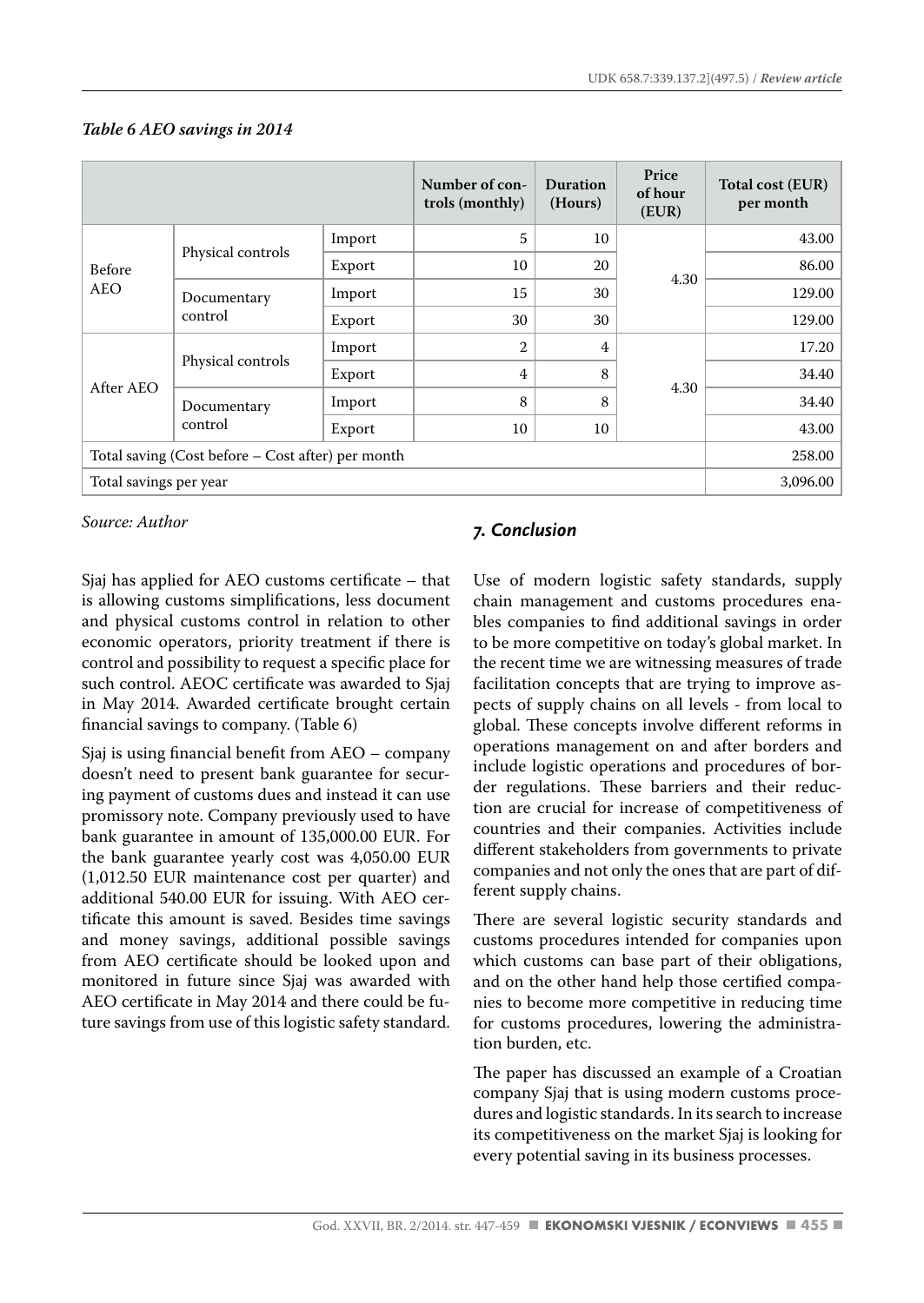*Table 6 AEO savings in 2014*

| | | | Number of controls (monthly) | Duration (Hours) | Price of hour (EUR) | Total cost (EUR) per month |
|---|---|---|---|---|---|---|
| Before AEO | Physical controls | Import | 5 | 10 | 4.30 | 43.00 |
| | | Export | 10 | 20 | | 86.00 |
| | Documentary control | Import | 15 | 30 | | 129.00 |
| | | Export | 30 | 30 | | 129.00 |
| After AEO | Physical controls | Import | 2 | 4 | 4.30 | 17.20 |
| | | Export | 4 | 8 | | 34.40 |
| | Documentary control | Import | 8 | 8 | | 34.40 |
| | | Export | 10 | 10 | | 43.00 |
| Total saving (Cost before – Cost after) per month | | | | | | 258.00 |
| Total savings per year | | | | | | 3,096.00 |

*Source: Author*

Sjaj has applied for AEO customs certificate – that is allowing customs simplifications, less document and physical customs control in relation to other economic operators, priority treatment if there is control and possibility to request a specific place for such control. AEOC certificate was awarded to Sjaj in May 2014. Awarded certificate brought certain financial savings to company. (Table 6)

Sjaj is using financial benefit from AEO – company doesn't need to present bank guarantee for securing payment of customs dues and instead it can use promissory note. Company previously used to have bank guarantee in amount of 135,000.00 EUR. For the bank guarantee yearly cost was 4,050.00 EUR (1,012.50 EUR maintenance cost per quarter) and additional 540.00 EUR for issuing. With AEO certificate this amount is saved. Besides time savings and money savings, additional possible savings from AEO certificate should be looked upon and monitored in future since Sjaj was awarded with AEO certificate in May 2014 and there could be future savings from use of this logistic safety standard.

## *7. Conclusion*

Use of modern logistic safety standards, supply chain management and customs procedures enables companies to find additional savings in order to be more competitive on today's global market. In the recent time we are witnessing measures of trade facilitation concepts that are trying to improve aspects of supply chains on all levels - from local to global. These concepts involve different reforms in operations management on and after borders and include logistic operations and procedures of border regulations. These barriers and their reduction are crucial for increase of competitiveness of countries and their companies. Activities include different stakeholders from governments to private companies and not only the ones that are part of different supply chains.

There are several logistic security standards and customs procedures intended for companies upon which customs can base part of their obligations, and on the other hand help those certified companies to become more competitive in reducing time for customs procedures, lowering the administration burden, etc.

The paper has discussed an example of a Croatian company Sjaj that is using modern customs procedures and logistic standards. In its search to increase its competitiveness on the market Sjaj is looking for every potential saving in its business processes.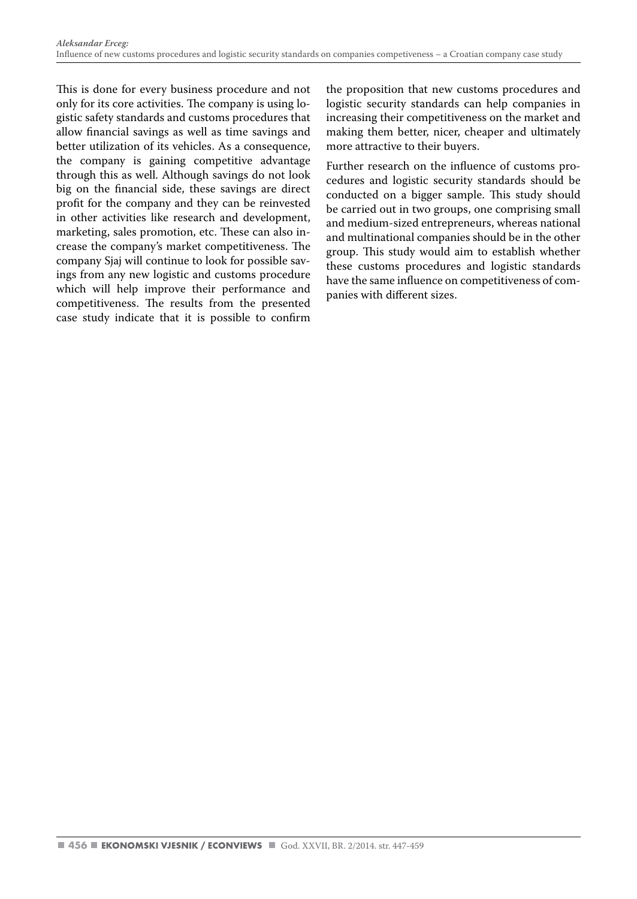This is done for every business procedure and not only for its core activities. The company is using logistic safety standards and customs procedures that allow financial savings as well as time savings and better utilization of its vehicles. As a consequence, the company is gaining competitive advantage through this as well. Although savings do not look big on the financial side, these savings are direct profit for the company and they can be reinvested in other activities like research and development, marketing, sales promotion, etc. These can also increase the company's market competitiveness. The company Sjaj will continue to look for possible savings from any new logistic and customs procedure which will help improve their performance and competitiveness. The results from the presented case study indicate that it is possible to confirm the proposition that new customs procedures and logistic security standards can help companies in increasing their competitiveness on the market and making them better, nicer, cheaper and ultimately more attractive to their buyers.

Further research on the influence of customs procedures and logistic security standards should be conducted on a bigger sample. This study should be carried out in two groups, one comprising small and medium-sized entrepreneurs, whereas national and multinational companies should be in the other group. This study would aim to establish whether these customs procedures and logistic standards have the same influence on competitiveness of companies with different sizes.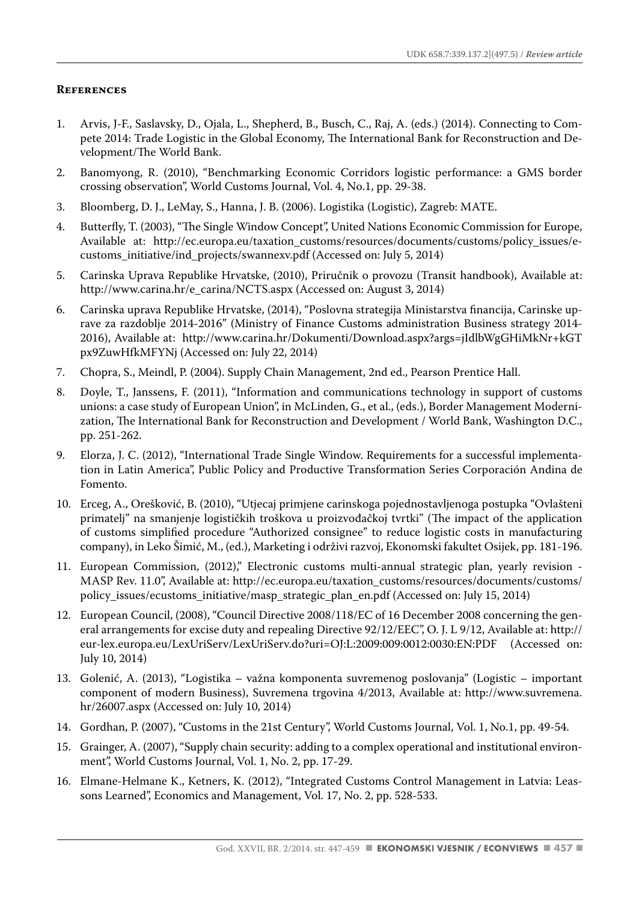## References

1. Arvis, J-F., Saslavsky, D., Ojala, L., Shepherd, B., Busch, C., Raj, A. (eds.) (2014). Connecting to Compete 2014: Trade Logistic in the Global Economy, The International Bank for Reconstruction and Development/The World Bank.
2. Banomyong, R. (2010), "Benchmarking Economic Corridors logistic performance: a GMS border crossing observation", World Customs Journal, Vol. 4, No.1, pp. 29-38.
3. Bloomberg, D. J., LeMay, S., Hanna, J. B. (2006). Logistika (Logistic), Zagreb: MATE.
4. Butterfly, T. (2003), "The Single Window Concept", United Nations Economic Commission for Europe, Available at: http://ec.europa.eu/taxation_customs/resources/documents/customs/policy_issues/e-customs_initiative/ind_projects/swannexv.pdf (Accessed on: July 5, 2014)
5. Carinska Uprava Republike Hrvatske, (2010), Priručnik o provozu (Transit handbook), Available at: http://www.carina.hr/e_carina/NCTS.aspx (Accessed on: August 3, 2014)
6. Carinska uprava Republike Hrvatske, (2014), "Poslovna strategija Ministarstva financija, Carinske uprave za razdoblje 2014-2016" (Ministry of Finance Customs administration Business strategy 2014-2016), Available at: http://www.carina.hr/Dokumenti/Download.aspx?args=jIdlbWgGHiMkNr+kGTpx9ZuwHfkMFYNj (Accessed on: July 22, 2014)
7. Chopra, S., Meindl, P. (2004). Supply Chain Management, 2nd ed., Pearson Prentice Hall.
8. Doyle, T., Janssens, F. (2011), "Information and communications technology in support of customs unions: a case study of European Union", in McLinden, G., et al., (eds.), Border Management Modernization, The International Bank for Reconstruction and Development / World Bank, Washington D.C., pp. 251-262.
9. Elorza, J. C. (2012), "International Trade Single Window. Requirements for a successful implementation in Latin America", Public Policy and Productive Transformation Series Corporación Andina de Fomento.
10. Erceg, A., Orešković, B. (2010), "Utjecaj primjene carinskoga pojednostavljenoga postupka "Ovlašteni primatelj" na smanjenje logističkih troškova u proizvođačkoj tvrtki" (The impact of the application of customs simplified procedure "Authorized consignee" to reduce logistic costs in manufacturing company), in Leko Šimić, M., (ed.), Marketing i održivi razvoj, Ekonomski fakultet Osijek, pp. 181-196.
11. European Commission, (2012)," Electronic customs multi-annual strategic plan, yearly revision - MASP Rev. 11.0", Available at: http://ec.europa.eu/taxation_customs/resources/documents/customs/policy_issues/ecustoms_initiative/masp_strategic_plan_en.pdf (Accessed on: July 15, 2014)
12. European Council, (2008), "Council Directive 2008/118/EC of 16 December 2008 concerning the general arrangements for excise duty and repealing Directive 92/12/EEC", O. J. L 9/12, Available at: http://eur-lex.europa.eu/LexUriServ/LexUriServ.do?uri=OJ:L:2009:009:0012:0030:EN:PDF (Accessed on: July 10, 2014)
13. Golenić, A. (2013), "Logistika – važna komponenta suvremenog poslovanja" (Logistic – important component of modern Business), Suvremena trgovina 4/2013, Available at: http://www.suvremena.hr/26007.aspx (Accessed on: July 10, 2014)
14. Gordhan, P. (2007), "Customs in the 21st Century", World Customs Journal, Vol. 1, No.1, pp. 49-54.
15. Grainger, A. (2007), "Supply chain security: adding to a complex operational and institutional environment", World Customs Journal, Vol. 1, No. 2, pp. 17-29.
16. Elmane-Helmane K., Ketners, K. (2012), "Integrated Customs Control Management in Latvia: Leassons Learned", Economics and Management, Vol. 17, No. 2, pp. 528-533.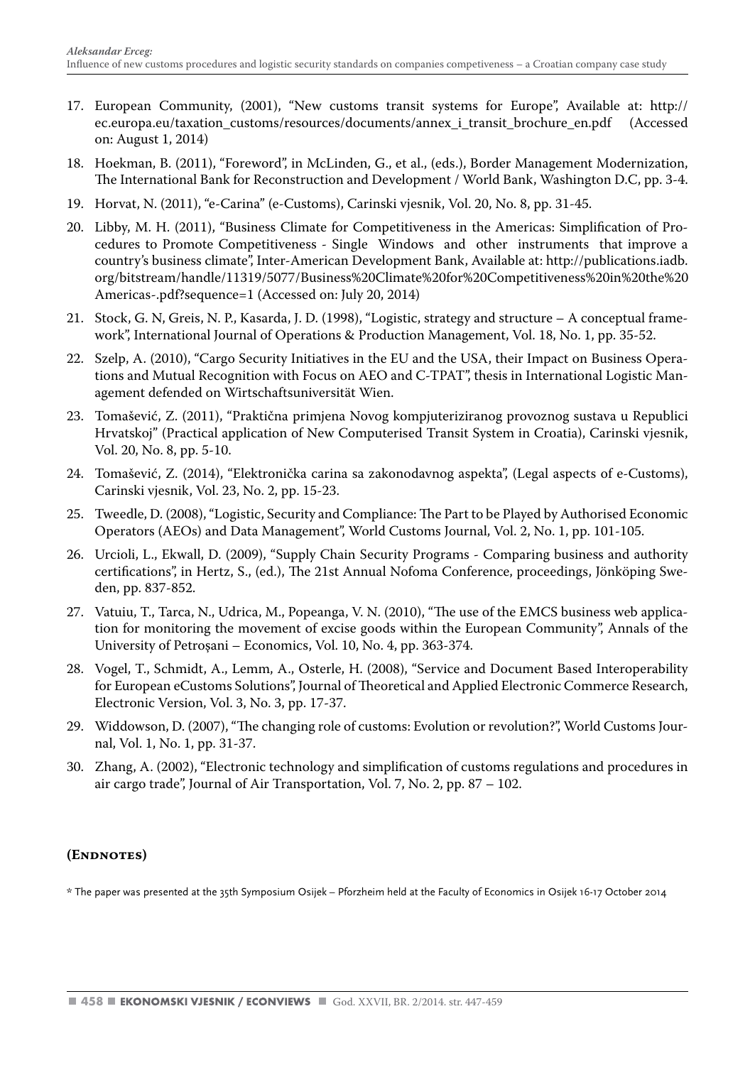17. European Community, (2001), "New customs transit systems for Europe", Available at: http://ec.europa.eu/taxation_customs/resources/documents/annex_i_transit_brochure_en.pdf (Accessed on: August 1, 2014)
18. Hoekman, B. (2011), "Foreword", in McLinden, G., et al., (eds.), Border Management Modernization, The International Bank for Reconstruction and Development / World Bank, Washington D.C, pp. 3-4.
19. Horvat, N. (2011), "e-Carina" (e-Customs), Carinski vjesnik, Vol. 20, No. 8, pp. 31-45.
20. Libby, M. H. (2011), "Business Climate for Competitiveness in the Americas: Simplification of Procedures to Promote Competitiveness - Single Windows and other instruments that improve a country's business climate", Inter-American Development Bank, Available at: http://publications.iadb.org/bitstream/handle/11319/5077/Business%20Climate%20for%20Competitiveness%20in%20the%20Americas-.pdf?sequence=1 (Accessed on: July 20, 2014)
21. Stock, G. N, Greis, N. P., Kasarda, J. D. (1998), "Logistic, strategy and structure – A conceptual framework", International Journal of Operations & Production Management, Vol. 18, No. 1, pp. 35-52.
22. Szelp, A. (2010), "Cargo Security Initiatives in the EU and the USA, their Impact on Business Operations and Mutual Recognition with Focus on AEO and C-TPAT", thesis in International Logistic Management defended on Wirtschaftsuniversität Wien.
23. Tomašević, Z. (2011), "Praktična primjena Novog kompjuteriziranog provoznog sustava u Republici Hrvatskoj" (Practical application of New Computerised Transit System in Croatia), Carinski vjesnik, Vol. 20, No. 8, pp. 5-10.
24. Tomašević, Z. (2014), "Elektronička carina sa zakonodavnog aspekta", (Legal aspects of e-Customs), Carinski vjesnik, Vol. 23, No. 2, pp. 15-23.
25. Tweedle, D. (2008), "Logistic, Security and Compliance: The Part to be Played by Authorised Economic Operators (AEOs) and Data Management", World Customs Journal, Vol. 2, No. 1, pp. 101-105.
26. Urcioli, L., Ekwall, D. (2009), "Supply Chain Security Programs - Comparing business and authority certifications", in Hertz, S., (ed.), The 21st Annual Nofoma Conference, proceedings, Jönköping Sweden, pp. 837-852.
27. Vatuiu, T., Tarca, N., Udrica, M., Popeanga, V. N. (2010), "The use of the EMCS business web application for monitoring the movement of excise goods within the European Community", Annals of the University of Petroșani – Economics, Vol. 10, No. 4, pp. 363-374.
28. Vogel, T., Schmidt, A., Lemm, A., Osterle, H. (2008), "Service and Document Based Interoperability for European eCustoms Solutions", Journal of Theoretical and Applied Electronic Commerce Research, Electronic Version, Vol. 3, No. 3, pp. 17-37.
29. Widdowson, D. (2007), "The changing role of customs: Evolution or revolution?", World Customs Journal, Vol. 1, No. 1, pp. 31-37.
30. Zhang, A. (2002), "Electronic technology and simplification of customs regulations and procedures in air cargo trade", Journal of Air Transportation, Vol. 7, No. 2, pp. 87 – 102.

## (Endnotes)

* The paper was presented at the 35th Symposium Osijek – Pforzheim held at the Faculty of Economics in Osijek 16-17 October 2014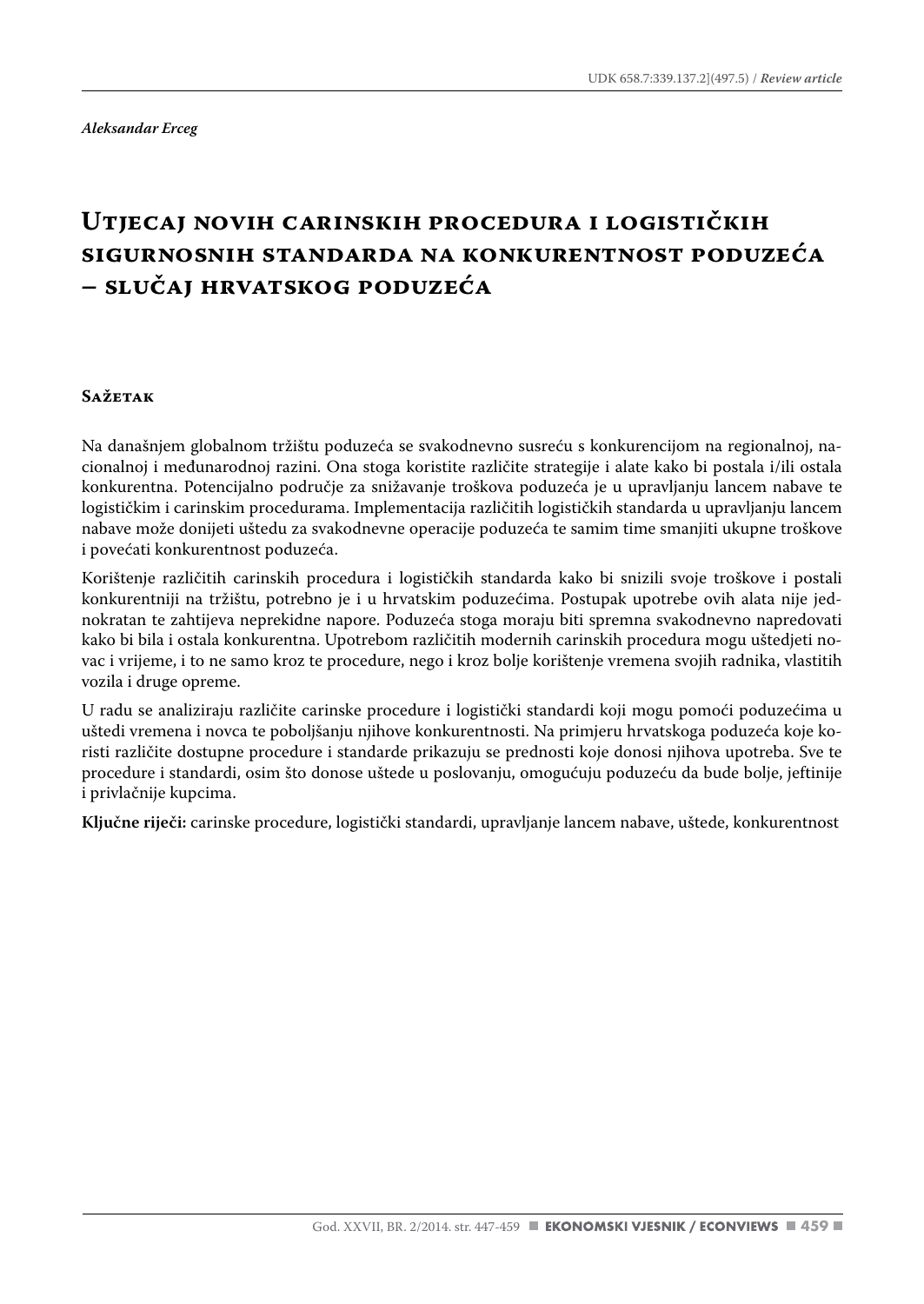*Aleksandar Erceg*

# Utjecaj novih carinskih procedura i logističkih sigurnosnih standarda na konkurentnost poduzeća – slučaj hrvatskog poduzeća

## Sažetak

Na današnjem globalnom tržištu poduzeća se svakodnevno susreću s konkurencijom na regionalnoj, nacionalnoj i međunarodnoj razini. Ona stoga koristite različite strategije i alate kako bi postala i/ili ostala konkurentna. Potencijalno područje za snižavanje troškova poduzeća je u upravljanju lancem nabave te logističkim i carinskim procedurama. Implementacija različitih logističkih standarda u upravljanju lancem nabave može donijeti uštedu za svakodnevne operacije poduzeća te samim time smanjiti ukupne troškove i povećati konkurentnost poduzeća.

Korištenje različitih carinskih procedura i logističkih standarda kako bi snizili svoje troškove i postali konkurentniji na tržištu, potrebno je i u hrvatskim poduzećima. Postupak upotrebe ovih alata nije jednokratan te zahtijeva neprekidne napore. Poduzeća stoga moraju biti spremna svakodnevno napredovati kako bi bila i ostala konkurentna. Upotrebom različitih modernih carinskih procedura mogu uštedjeti novac i vrijeme, i to ne samo kroz te procedure, nego i kroz bolje korištenje vremena svojih radnika, vlastitih vozila i druge opreme.

U radu se analiziraju različite carinske procedure i logistički standardi koji mogu pomoći poduzećima u uštedi vremena i novca te poboljšanju njihove konkurentnosti. Na primjeru hrvatskoga poduzeća koje koristi različite dostupne procedure i standarde prikazuju se prednosti koje donosi njihova upotreba. Sve te procedure i standardi, osim što donose uštede u poslovanju, omogućuju poduzeću da bude bolje, jeftinije i privlačnije kupcima.

**Ključne riječi:** carinske procedure, logistički standardi, upravljanje lancem nabave, uštede, konkurentnost